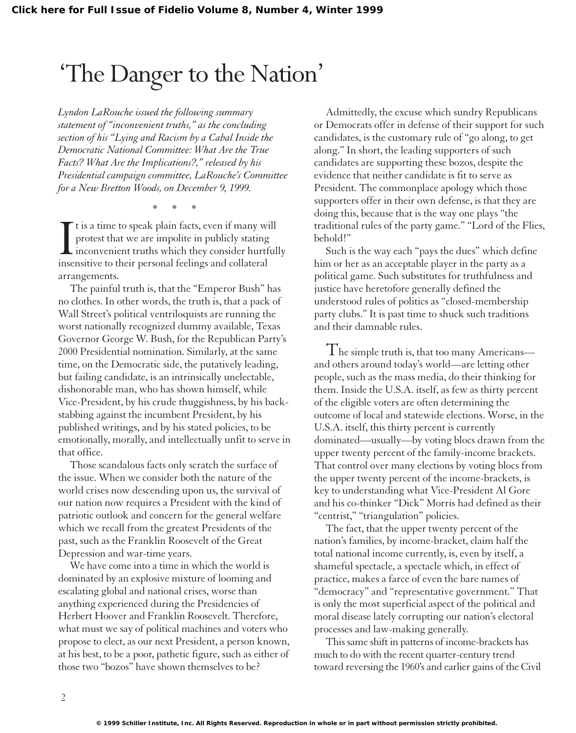# 'The Danger to the Nation'

*Lyndon LaRouche issued the following summary statement of "inconvenient truths," as the concluding section of his "Lying and Racism by a Cabal Inside the Democratic National Committee: What Are the True Facts? What Are the Implications?," released by his Presidential campaign committee, LaRouche's Committee for a New Bretton Woods, on December 9, 1999.*

\* \* \*

It is a time to speak plain facts, even if many will protest that we are impolite in publicly stating inconvenient truths which they consider hurtfully insensitive to their personal feelings and collateral arrangements.

The painful truth is, that the "Emperor Bush" has no clothes. In other words, the truth is, that a pack of Wall Street's political ventriloquists are running the worst nationally recognized dummy available, Texas Governor George W. Bush, for the Republican Party's 2000 Presidential nomination. Similarly, at the same time, on the Democratic side, the putatively leading, but failing candidate, is an intrinsically unelectable, dishonorable man, who has shown himself, while Vice-President, by his crude thuggishness, by his back-stabbing against the incumbent President, by his published writings, and by his stated policies, to be emotionally, morally, and intellectually unfit to serve in that office.

Those scandalous facts only scratch the surface of the issue. When we consider both the nature of the world crises now descending upon us, the survival of our nation now requires a President with the kind of patriotic outlook and concern for the general welfare which we recall from the greatest Presidents of the past, such as the Franklin Roosevelt of the Great Depression and war-time years.

We have come into a time in which the world is dominated by an explosive mixture of looming and escalating global and national crises, worse than anything experienced during the Presidencies of Herbert Hoover and Franklin Roosevelt. Therefore, what must we say of political machines and voters who propose to elect, as our next President, a person known, at his best, to be a poor, pathetic figure, such as either of those two "bozos" have shown themselves to be?

Admittedly, the excuse which sundry Republicans or Democrats offer in defense of their support for such candidates, is the customary rule of "go along, to get along." In short, the leading supporters of such candidates are supporting these bozos, despite the evidence that neither candidate is fit to serve as President. The commonplace apology which those supporters offer in their own defense, is that they are doing this, because that is the way one plays "the traditional rules of the party game." "Lord of the Flies, behold!"

Such is the way each "pays the dues" which define him or her as an acceptable player in the party as a political game. Such substitutes for truthfulness and justice have heretofore generally defined the understood rules of politics as "closed-membership party clubs." It is past time to shuck such traditions and their damnable rules.

The simple truth is, that too many Americans—and others around today's world—are letting other people, such as the mass media, do their thinking for them. Inside the U.S.A. itself, as few as thirty percent of the eligible voters are often determining the outcome of local and statewide elections. Worse, in the U.S.A. itself, this thirty percent is currently dominated—usually—by voting blocs drawn from the upper twenty percent of the family-income brackets. That control over many elections by voting blocs from the upper twenty percent of the income-brackets, is key to understanding what Vice-President Al Gore and his co-thinker "Dick" Morris had defined as their "centrist," "triangulation" policies.

The fact, that the upper twenty percent of the nation's families, by income-bracket, claim half the total national income currently, is, even by itself, a shameful spectacle, a spectacle which, in effect of practice, makes a farce of even the bare names of "democracy" and "representative government." That is only the most superficial aspect of the political and moral disease lately corrupting our nation's electoral processes and law-making generally.

This same shift in patterns of income-brackets has much to do with the recent quarter-century trend toward reversing the 1960's and earlier gains of the Civil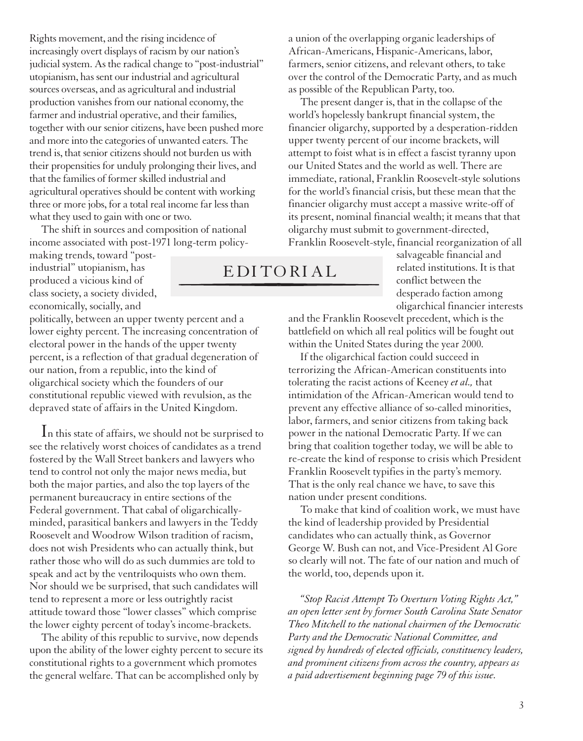Rights movement, and the rising incidence of increasingly overt displays of racism by our nation's judicial system. As the radical change to "post-industrial" utopianism, has sent our industrial and agricultural sources overseas, and as agricultural and industrial production vanishes from our national economy, the farmer and industrial operative, and their families, together with our senior citizens, have been pushed more and more into the categories of unwanted eaters. The trend is, that senior citizens should not burden us with their propensities for unduly prolonging their lives, and that the families of former skilled industrial and agricultural operatives should be content with working three or more jobs, for a total real income far less than what they used to gain with one or two.

The shift in sources and composition of national income associated with post-1971 long-term policy-making trends, toward "post-industrial" utopianism, has produced a vicious kind of class society, a society divided, economically, socially, and politically, between an upper twenty percent and a lower eighty percent. The increasing concentration of electoral power in the hands of the upper twenty percent, is a reflection of that gradual degeneration of our nation, from a republic, into the kind of oligarchical society which the founders of our constitutional republic viewed with revulsion, as the depraved state of affairs in the United Kingdom.

In this state of affairs, we should not be surprised to see the relatively worst choices of candidates as a trend fostered by the Wall Street bankers and lawyers who tend to control not only the major news media, but both the major parties, and also the top layers of the permanent bureaucracy in entire sections of the Federal government. That cabal of oligarchically-minded, parasitical bankers and lawyers in the Teddy Roosevelt and Woodrow Wilson tradition of racism, does not wish Presidents who can actually think, but rather those who will do as such dummies are told to speak and act by the ventriloquists who own them. Nor should we be surprised, that such candidates will tend to represent a more or less outrightly racist attitude toward those "lower classes" which comprise the lower eighty percent of today's income-brackets.

The ability of this republic to survive, now depends upon the ability of the lower eighty percent to secure its constitutional rights to a government which promotes the general welfare. That can be accomplished only by a union of the overlapping organic leaderships of African-Americans, Hispanic-Americans, labor, farmers, senior citizens, and relevant others, to take over the control of the Democratic Party, and as much as possible of the Republican Party, too.

The present danger is, that in the collapse of the world's hopelessly bankrupt financial system, the financier oligarchy, supported by a desperation-ridden upper twenty percent of our income brackets, will attempt to foist what is in effect a fascist tyranny upon our United States and the world as well. There are immediate, rational, Franklin Roosevelt-style solutions for the world's financial crisis, but these mean that the financier oligarchy must accept a massive write-off of its present, nominal financial wealth; it means that that oligarchy must submit to government-directed, Franklin Roosevelt-style, financial reorganization of all salvageable financial and related institutions. It is that conflict between the desperado faction among oligarchical financier interests and the Franklin Roosevelt precedent, which is the battlefield on which all real politics will be fought out within the United States during the year 2000.

If the oligarchical faction could succeed in terrorizing the African-American constituents into tolerating the racist actions of Keeney *et al.,* that intimidation of the African-American would tend to prevent any effective alliance of so-called minorities, labor, farmers, and senior citizens from taking back power in the national Democratic Party. If we can bring that coalition together today, we will be able to re-create the kind of response to crisis which President Franklin Roosevelt typifies in the party's memory. That is the only real chance we have, to save this nation under present conditions.

To make that kind of coalition work, we must have the kind of leadership provided by Presidential candidates who can actually think, as Governor George W. Bush can not, and Vice-President Al Gore so clearly will not. The fate of our nation and much of the world, too, depends upon it.

*"Stop Racist Attempt To Overturn Voting Rights Act," an open letter sent by former South Carolina State Senator Theo Mitchell to the national chairmen of the Democratic Party and the Democratic National Committee, and signed by hundreds of elected officials, constituency leaders, and prominent citizens from across the country, appears as a paid advertisement beginning page 79 of this issue.*